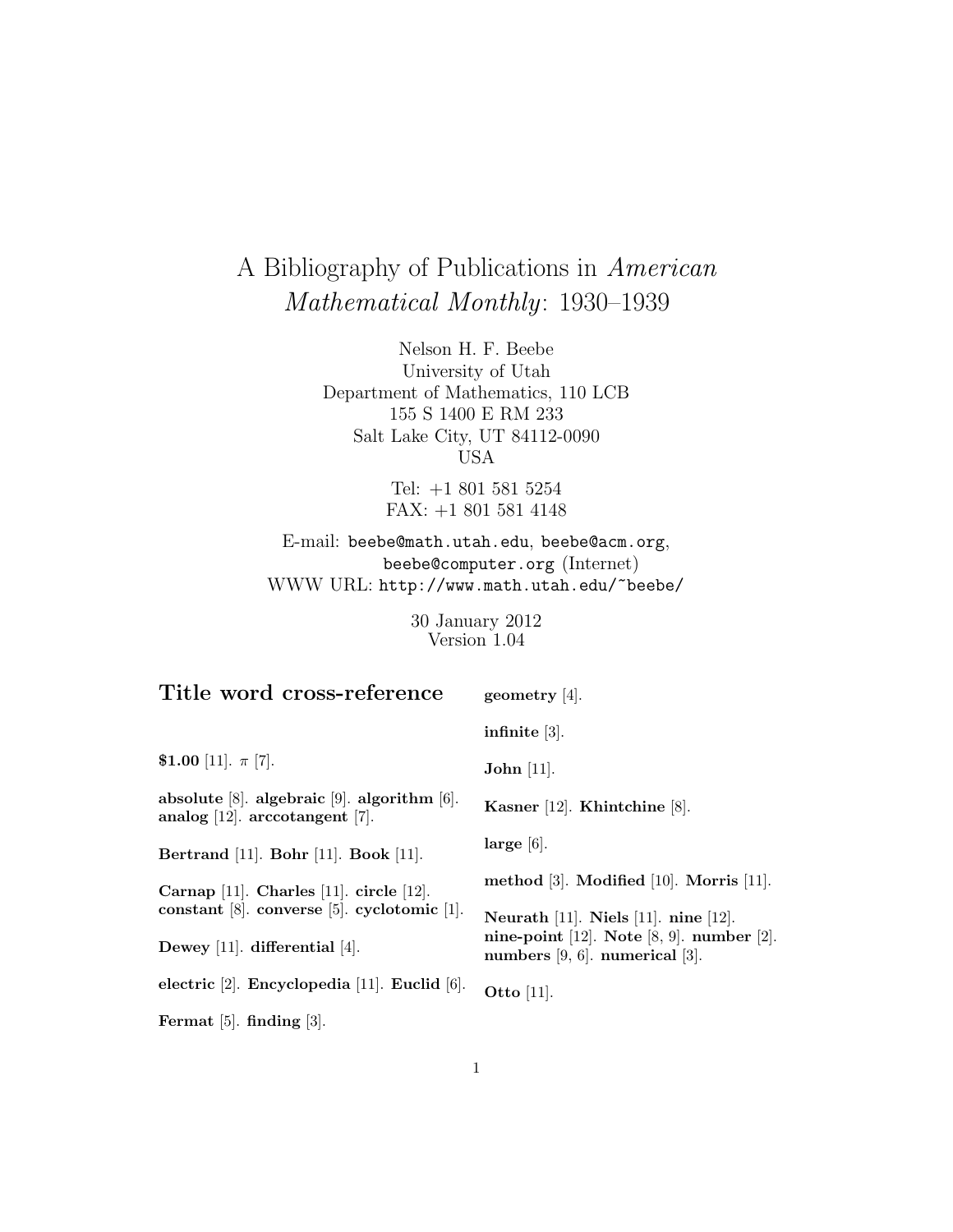# A Bibliography of Publications in *American Mathematical Monthly*: 1930–1939

Nelson H. F. Beebe
University of Utah
Department of Mathematics, 110 LCB
155 S 1400 E RM 233
Salt Lake City, UT 84112-0090
USA

Tel: +1 801 581 5254
FAX: +1 801 581 4148

E-mail: `beebe@math.utah.edu`, `beebe@acm.org`, `beebe@computer.org` (Internet)
WWW URL: `http://www.math.utah.edu/~beebe/`

30 January 2012
Version 1.04

## Title word cross-reference

**$1.00** [11]. $\pi$ [7].

**absolute** [8]. **algebraic** [9]. **algorithm** [6]. **analog** [12]. **arccotangent** [7].

**Bertrand** [11]. **Bohr** [11]. **Book** [11].

**Carnap** [11]. **Charles** [11]. **circle** [12]. **constant** [8]. **converse** [5]. **cyclotomic** [1].

**Dewey** [11]. **differential** [4].

**electric** [2]. **Encyclopedia** [11]. **Euclid** [6].

**Fermat** [5]. **finding** [3].

**geometry** [4].

**infinite** [3].

**John** [11].

**Kasner** [12]. **Khintchine** [8].

**large** [6].

**method** [3]. **Modified** [10]. **Morris** [11].

**Neurath** [11]. **Niels** [11]. **nine** [12]. **nine-point** [12]. **Note** [8, 9]. **number** [2]. **numbers** [9, 6]. **numerical** [3].

**Otto** [11].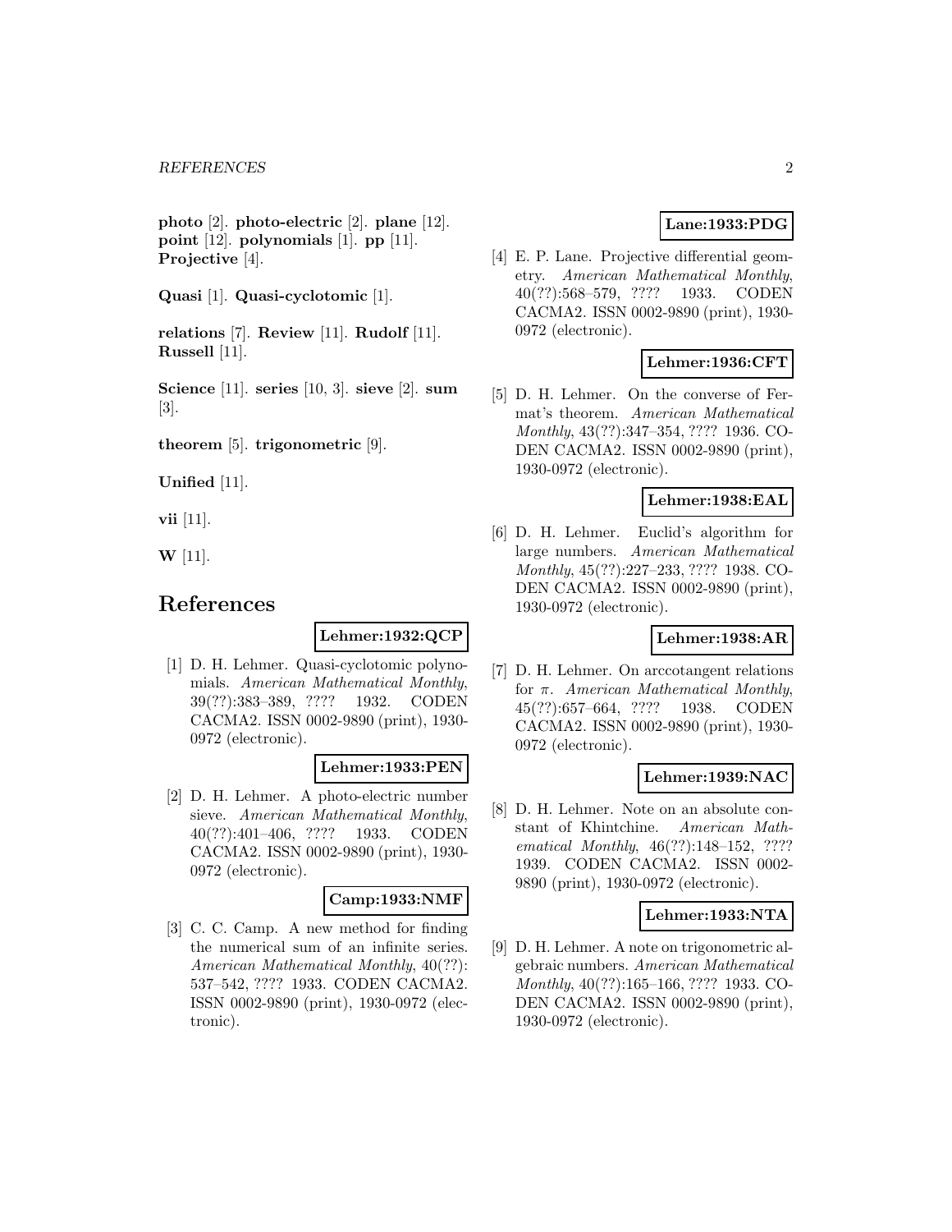**photo** [2]. **photo-electric** [2]. **plane** [12]. **point** [12]. **polynomials** [1]. **pp** [11]. **Projective** [4].

**Quasi** [1]. **Quasi-cyclotomic** [1].

**relations** [7]. **Review** [11]. **Rudolf** [11]. **Russell** [11].

**Science** [11]. **series** [10, 3]. **sieve** [2]. **sum** [3].

**theorem** [5]. **trigonometric** [9].

**Unified** [11].

**vii** [11].

**W** [11].

# References

**Lehmer:1932:QCP**

[1] D. H. Lehmer. Quasi-cyclotomic polynomials. *American Mathematical Monthly*, 39(??):383–389, ???? 1932. CODEN CACMA2. ISSN 0002-9890 (print), 1930-0972 (electronic).

**Lehmer:1933:PEN**

[2] D. H. Lehmer. A photo-electric number sieve. *American Mathematical Monthly*, 40(??):401–406, ???? 1933. CODEN CACMA2. ISSN 0002-9890 (print), 1930-0972 (electronic).

**Camp:1933:NMF**

[3] C. C. Camp. A new method for finding the numerical sum of an infinite series. *American Mathematical Monthly*, 40(??): 537–542, ???? 1933. CODEN CACMA2. ISSN 0002-9890 (print), 1930-0972 (electronic).

**Lane:1933:PDG**

[4] E. P. Lane. Projective differential geometry. *American Mathematical Monthly*, 40(??):568–579, ???? 1933. CODEN CACMA2. ISSN 0002-9890 (print), 1930-0972 (electronic).

**Lehmer:1936:CFT**

[5] D. H. Lehmer. On the converse of Fermat's theorem. *American Mathematical Monthly*, 43(??):347–354, ???? 1936. CODEN CACMA2. ISSN 0002-9890 (print), 1930-0972 (electronic).

**Lehmer:1938:EAL**

[6] D. H. Lehmer. Euclid's algorithm for large numbers. *American Mathematical Monthly*, 45(??):227–233, ???? 1938. CODEN CACMA2. ISSN 0002-9890 (print), 1930-0972 (electronic).

**Lehmer:1938:AR**

[7] D. H. Lehmer. On arccotangent relations for $\pi$. *American Mathematical Monthly*, 45(??):657–664, ???? 1938. CODEN CACMA2. ISSN 0002-9890 (print), 1930-0972 (electronic).

**Lehmer:1939:NAC**

[8] D. H. Lehmer. Note on an absolute constant of Khintchine. *American Mathematical Monthly*, 46(??):148–152, ???? 1939. CODEN CACMA2. ISSN 0002-9890 (print), 1930-0972 (electronic).

**Lehmer:1933:NTA**

[9] D. H. Lehmer. A note on trigonometric algebraic numbers. *American Mathematical Monthly*, 40(??):165–166, ???? 1933. CODEN CACMA2. ISSN 0002-9890 (print), 1930-0972 (electronic).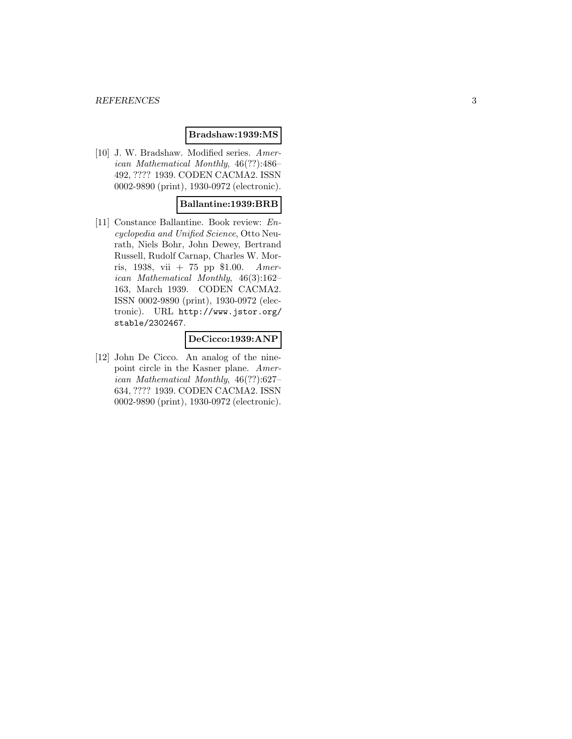**Bradshaw:1939:MS**

[10] J. W. Bradshaw. Modified series. *American Mathematical Monthly*, 46(??):486–492, ???? 1939. CODEN CACMA2. ISSN 0002-9890 (print), 1930-0972 (electronic).

**Ballantine:1939:BRB**

[11] Constance Ballantine. Book review: *Encyclopedia and Unified Science*, Otto Neurath, Niels Bohr, John Dewey, Bertrand Russell, Rudolf Carnap, Charles W. Morris, 1938, vii + 75 pp $1.00. *American Mathematical Monthly*, 46(3):162–163, March 1939. CODEN CACMA2. ISSN 0002-9890 (print), 1930-0972 (electronic). URL `http://www.jstor.org/stable/2302467`.

**DeCicco:1939:ANP**

[12] John De Cicco. An analog of the nine-point circle in the Kasner plane. *American Mathematical Monthly*, 46(??):627–634, ???? 1939. CODEN CACMA2. ISSN 0002-9890 (print), 1930-0972 (electronic).